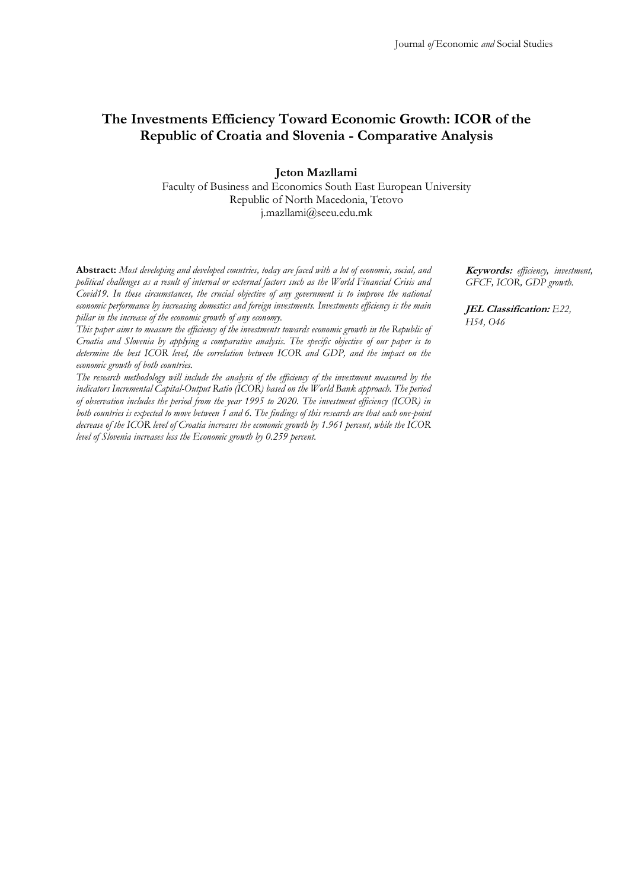# The Investments Efficiency Toward Economic Growth: ICOR of the Republic of Croatia and Slovenia - Comparative Analysis

**Jeton Mazllami**

Faculty of Business and Economics South East European University
Republic of North Macedonia, Tetovo
j.mazllami@seeu.edu.mk

**Abstract:** *Most developing and developed countries, today are faced with a lot of economic, social, and political challenges as a result of internal or external factors such as the World Financial Crisis and Covid19. In these circumstances, the crucial objective of any government is to improve the national economic performance by increasing domestics and foreign investments. Investments efficiency is the main pillar in the increase of the economic growth of any economy.*

*This paper aims to measure the efficiency of the investments towards economic growth in the Republic of Croatia and Slovenia by applying a comparative analysis. The specific objective of our paper is to determine the best ICOR level, the correlation between ICOR and GDP, and the impact on the economic growth of both countries.*

*The research methodology will include the analysis of the efficiency of the investment measured by the indicators Incremental Capital-Output Ratio (ICOR) based on the World Bank approach. The period of observation includes the period from the year 1995 to 2020. The investment efficiency (ICOR) in both countries is expected to move between 1 and 6. The findings of this research are that each one-point decrease of the ICOR level of Croatia increases the economic growth by 1.961 percent, while the ICOR level of Slovenia increases less the Economic growth by 0.259 percent.*

**Keywords:** *efficiency, investment, GFCF, ICOR, GDP growth.*

**JEL Classification:** *E22, H54, O46*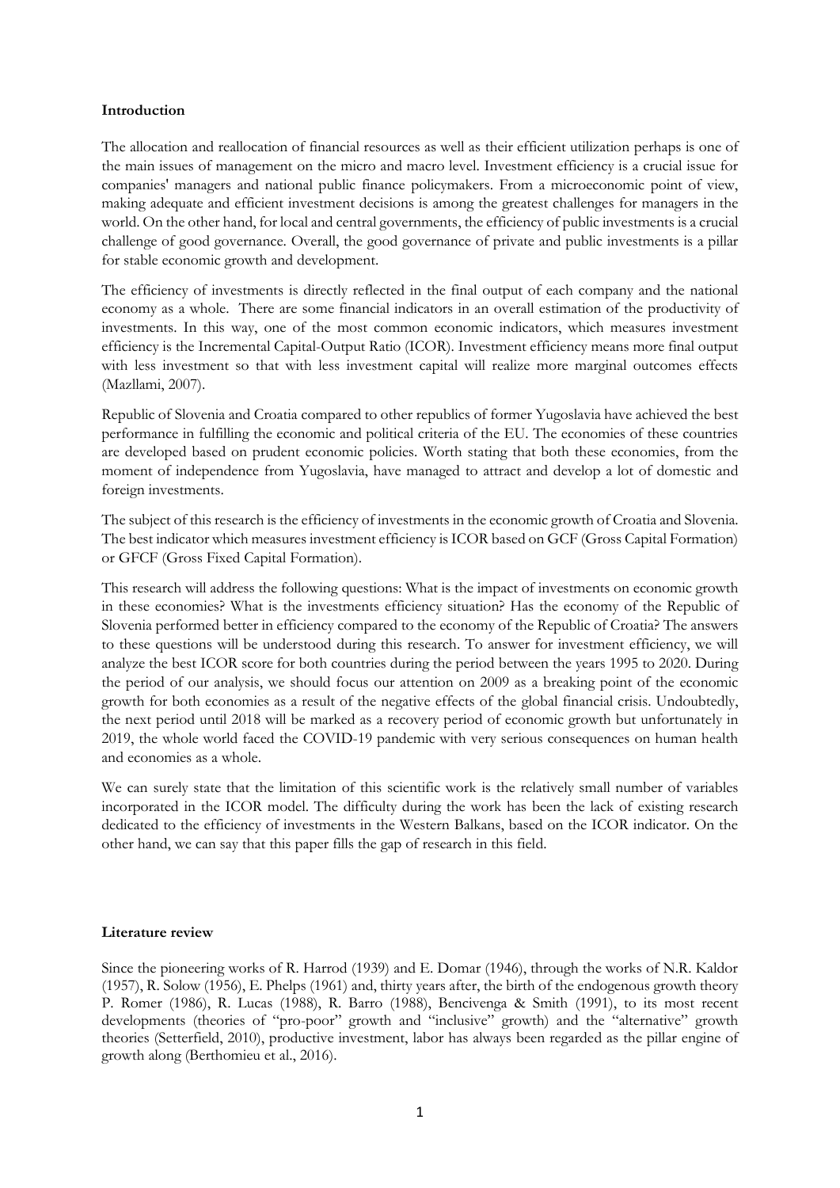**Introduction**

The allocation and reallocation of financial resources as well as their efficient utilization perhaps is one of the main issues of management on the micro and macro level. Investment efficiency is a crucial issue for companies' managers and national public finance policymakers. From a microeconomic point of view, making adequate and efficient investment decisions is among the greatest challenges for managers in the world. On the other hand, for local and central governments, the efficiency of public investments is a crucial challenge of good governance. Overall, the good governance of private and public investments is a pillar for stable economic growth and development.

The efficiency of investments is directly reflected in the final output of each company and the national economy as a whole. There are some financial indicators in an overall estimation of the productivity of investments. In this way, one of the most common economic indicators, which measures investment efficiency is the Incremental Capital-Output Ratio (ICOR). Investment efficiency means more final output with less investment so that with less investment capital will realize more marginal outcomes effects (Mazllami, 2007).

Republic of Slovenia and Croatia compared to other republics of former Yugoslavia have achieved the best performance in fulfilling the economic and political criteria of the EU. The economies of these countries are developed based on prudent economic policies. Worth stating that both these economies, from the moment of independence from Yugoslavia, have managed to attract and develop a lot of domestic and foreign investments.

The subject of this research is the efficiency of investments in the economic growth of Croatia and Slovenia. The best indicator which measures investment efficiency is ICOR based on GCF (Gross Capital Formation) or GFCF (Gross Fixed Capital Formation).

This research will address the following questions: What is the impact of investments on economic growth in these economies? What is the investments efficiency situation? Has the economy of the Republic of Slovenia performed better in efficiency compared to the economy of the Republic of Croatia? The answers to these questions will be understood during this research. To answer for investment efficiency, we will analyze the best ICOR score for both countries during the period between the years 1995 to 2020. During the period of our analysis, we should focus our attention on 2009 as a breaking point of the economic growth for both economies as a result of the negative effects of the global financial crisis. Undoubtedly, the next period until 2018 will be marked as a recovery period of economic growth but unfortunately in 2019, the whole world faced the COVID-19 pandemic with very serious consequences on human health and economies as a whole.

We can surely state that the limitation of this scientific work is the relatively small number of variables incorporated in the ICOR model. The difficulty during the work has been the lack of existing research dedicated to the efficiency of investments in the Western Balkans, based on the ICOR indicator. On the other hand, we can say that this paper fills the gap of research in this field.

**Literature review**

Since the pioneering works of R. Harrod (1939) and E. Domar (1946), through the works of N.R. Kaldor (1957), R. Solow (1956), E. Phelps (1961) and, thirty years after, the birth of the endogenous growth theory P. Romer (1986), R. Lucas (1988), R. Barro (1988), Bencivenga & Smith (1991), to its most recent developments (theories of "pro-poor" growth and "inclusive" growth) and the "alternative" growth theories (Setterfield, 2010), productive investment, labor has always been regarded as the pillar engine of growth along (Berthomieu et al., 2016).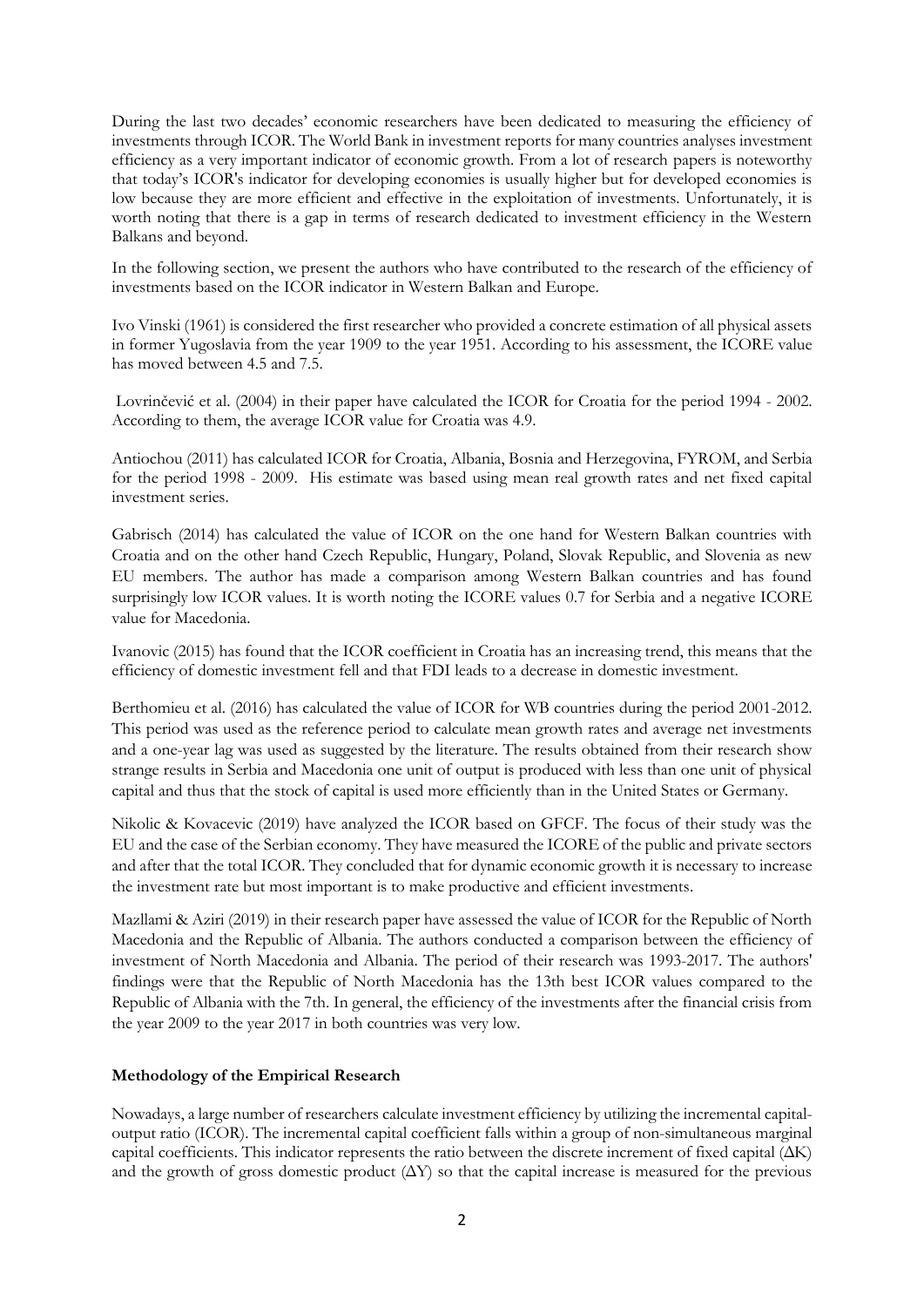During the last two decades' economic researchers have been dedicated to measuring the efficiency of investments through ICOR. The World Bank in investment reports for many countries analyses investment efficiency as a very important indicator of economic growth. From a lot of research papers is noteworthy that today's ICOR's indicator for developing economies is usually higher but for developed economies is low because they are more efficient and effective in the exploitation of investments. Unfortunately, it is worth noting that there is a gap in terms of research dedicated to investment efficiency in the Western Balkans and beyond.

In the following section, we present the authors who have contributed to the research of the efficiency of investments based on the ICOR indicator in Western Balkan and Europe.

Ivo Vinski (1961) is considered the first researcher who provided a concrete estimation of all physical assets in former Yugoslavia from the year 1909 to the year 1951. According to his assessment, the ICORE value has moved between 4.5 and 7.5.

Lovrinčević et al. (2004) in their paper have calculated the ICOR for Croatia for the period 1994 - 2002. According to them, the average ICOR value for Croatia was 4.9.

Antiochou (2011) has calculated ICOR for Croatia, Albania, Bosnia and Herzegovina, FYROM, and Serbia for the period 1998 - 2009. His estimate was based using mean real growth rates and net fixed capital investment series.

Gabrisch (2014) has calculated the value of ICOR on the one hand for Western Balkan countries with Croatia and on the other hand Czech Republic, Hungary, Poland, Slovak Republic, and Slovenia as new EU members. The author has made a comparison among Western Balkan countries and has found surprisingly low ICOR values. It is worth noting the ICORE values 0.7 for Serbia and a negative ICORE value for Macedonia.

Ivanovic (2015) has found that the ICOR coefficient in Croatia has an increasing trend, this means that the efficiency of domestic investment fell and that FDI leads to a decrease in domestic investment.

Berthomieu et al. (2016) has calculated the value of ICOR for WB countries during the period 2001-2012. This period was used as the reference period to calculate mean growth rates and average net investments and a one-year lag was used as suggested by the literature. The results obtained from their research show strange results in Serbia and Macedonia one unit of output is produced with less than one unit of physical capital and thus that the stock of capital is used more efficiently than in the United States or Germany.

Nikolic & Kovacevic (2019) have analyzed the ICOR based on GFCF. The focus of their study was the EU and the case of the Serbian economy. They have measured the ICORE of the public and private sectors and after that the total ICOR. They concluded that for dynamic economic growth it is necessary to increase the investment rate but most important is to make productive and efficient investments.

Mazllami & Aziri (2019) in their research paper have assessed the value of ICOR for the Republic of North Macedonia and the Republic of Albania. The authors conducted a comparison between the efficiency of investment of North Macedonia and Albania. The period of their research was 1993-2017. The authors' findings were that the Republic of North Macedonia has the 13th best ICOR values compared to the Republic of Albania with the 7th. In general, the efficiency of the investments after the financial crisis from the year 2009 to the year 2017 in both countries was very low.

**Methodology of the Empirical Research**

Nowadays, a large number of researchers calculate investment efficiency by utilizing the incremental capital-output ratio (ICOR). The incremental capital coefficient falls within a group of non-simultaneous marginal capital coefficients. This indicator represents the ratio between the discrete increment of fixed capital ($\Delta K$) and the growth of gross domestic product ($\Delta Y$) so that the capital increase is measured for the previous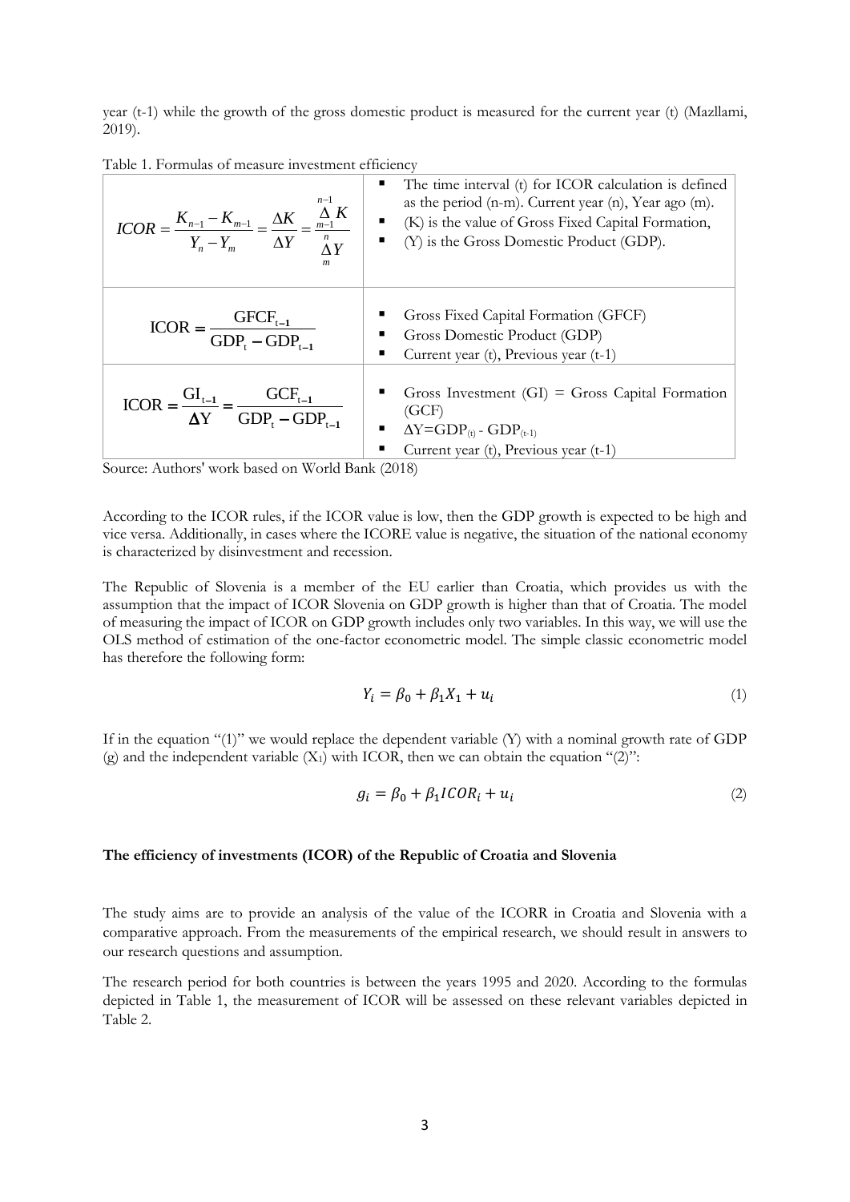year (t-1) while the growth of the gross domestic product is measured for the current year (t) (Mazllami, 2019).

Table 1. Formulas of measure investment efficiency

| Formula | Description |
|---|---|
| $ICOR = \frac{K_{n-1} - K_{m-1}}{Y_n - Y_m} = \frac{\Delta K}{\Delta Y} = \frac{\overset{n-1}{\underset{m-1}{\Delta}} K}{\overset{n}{\underset{m}{\Delta}} Y}$ | ▪ The time interval (t) for ICOR calculation is defined as the period (n-m). Current year (n), Year ago (m). ▪ (K) is the value of Gross Fixed Capital Formation, ▪ (Y) is the Gross Domestic Product (GDP). |
| $\text{ICOR} = \frac{\text{GFCF}_{t-1}}{\text{GDP}_t - \text{GDP}_{t-1}}$ | ▪ Gross Fixed Capital Formation (GFCF) ▪ Gross Domestic Product (GDP) ▪ Current year (t), Previous year (t-1) |
| $\text{ICOR} = \frac{\text{GI}_{t-1}}{\Delta \text{Y}} = \frac{\text{GCF}_{t-1}}{\text{GDP}_t - \text{GDP}_{t-1}}$ | ▪ Gross Investment (GI) = Gross Capital Formation (GCF) ▪ $\Delta Y = GDP_{(t)} - GDP_{(t-1)}$ ▪ Current year (t), Previous year (t-1) |

Source: Authors' work based on World Bank (2018)

According to the ICOR rules, if the ICOR value is low, then the GDP growth is expected to be high and vice versa. Additionally, in cases where the ICORE value is negative, the situation of the national economy is characterized by disinvestment and recession.

The Republic of Slovenia is a member of the EU earlier than Croatia, which provides us with the assumption that the impact of ICOR Slovenia on GDP growth is higher than that of Croatia. The model of measuring the impact of ICOR on GDP growth includes only two variables. In this way, we will use the OLS method of estimation of the one-factor econometric model. The simple classic econometric model has therefore the following form:

$$Y_i = \beta_0 + \beta_1 X_1 + u_i \tag{1}$$

If in the equation "(1)" we would replace the dependent variable (Y) with a nominal growth rate of GDP (g) and the independent variable ($X_1$) with ICOR, then we can obtain the equation "(2)":

$$g_i = \beta_0 + \beta_1 ICOR_i + u_i \tag{2}$$

**The efficiency of investments (ICOR) of the Republic of Croatia and Slovenia**

The study aims are to provide an analysis of the value of the ICORR in Croatia and Slovenia with a comparative approach. From the measurements of the empirical research, we should result in answers to our research questions and assumption.

The research period for both countries is between the years 1995 and 2020. According to the formulas depicted in Table 1, the measurement of ICOR will be assessed on these relevant variables depicted in Table 2.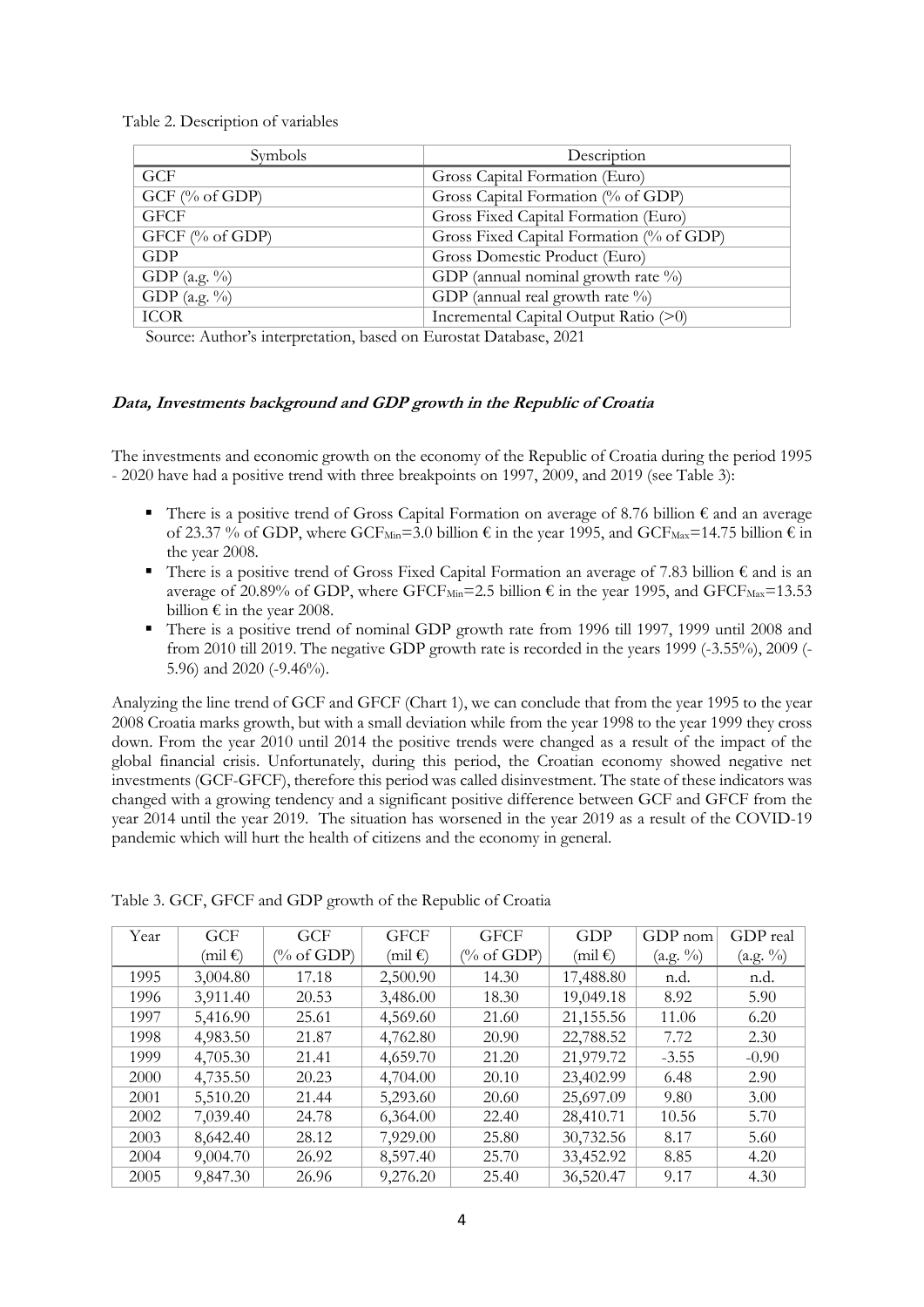Table 2. Description of variables

| Symbols | Description |
|---|---|
| GCF | Gross Capital Formation (Euro) |
| GCF (% of GDP) | Gross Capital Formation (% of GDP) |
| GFCF | Gross Fixed Capital Formation (Euro) |
| GFCF (% of GDP) | Gross Fixed Capital Formation (% of GDP) |
| GDP | Gross Domestic Product (Euro) |
| GDP (a.g. %) | GDP (annual nominal growth rate %) |
| GDP (a.g. %) | GDP (annual real growth rate %) |
| ICOR | Incremental Capital Output Ratio (>0) |

Source: Author's interpretation, based on Eurostat Database, 2021

### ***Data, Investments background and GDP growth in the Republic of Croatia***

The investments and economic growth on the economy of the Republic of Croatia during the period 1995 - 2020 have had a positive trend with three breakpoints on 1997, 2009, and 2019 (see Table 3):

- There is a positive trend of Gross Capital Formation on average of 8.76 billion € and an average of 23.37 % of GDP, where $GCF_{Min}$=3.0 billion € in the year 1995, and $GCF_{Max}$=14.75 billion € in the year 2008.
- There is a positive trend of Gross Fixed Capital Formation an average of 7.83 billion € and is an average of 20.89% of GDP, where $GFCF_{Min}$=2.5 billion € in the year 1995, and $GFCF_{Max}$=13.53 billion € in the year 2008.
- There is a positive trend of nominal GDP growth rate from 1996 till 1997, 1999 until 2008 and from 2010 till 2019. The negative GDP growth rate is recorded in the years 1999 (-3.55%), 2009 (-5.96) and 2020 (-9.46%).

Analyzing the line trend of GCF and GFCF (Chart 1), we can conclude that from the year 1995 to the year 2008 Croatia marks growth, but with a small deviation while from the year 1998 to the year 1999 they cross down. From the year 2010 until 2014 the positive trends were changed as a result of the impact of the global financial crisis. Unfortunately, during this period, the Croatian economy showed negative net investments (GCF-GFCF), therefore this period was called disinvestment. The state of these indicators was changed with a growing tendency and a significant positive difference between GCF and GFCF from the year 2014 until the year 2019. The situation has worsened in the year 2019 as a result of the COVID-19 pandemic which will hurt the health of citizens and the economy in general.

Table 3. GCF, GFCF and GDP growth of the Republic of Croatia

| Year | GCF (mil €) | GCF (% of GDP) | GFCF (mil €) | GFCF (% of GDP) | GDP (mil €) | GDP nom (a.g. %) | GDP real (a.g. %) |
|---|---|---|---|---|---|---|---|
| 1995 | 3,004.80 | 17.18 | 2,500.90 | 14.30 | 17,488.80 | n.d. | n.d. |
| 1996 | 3,911.40 | 20.53 | 3,486.00 | 18.30 | 19,049.18 | 8.92 | 5.90 |
| 1997 | 5,416.90 | 25.61 | 4,569.60 | 21.60 | 21,155.56 | 11.06 | 6.20 |
| 1998 | 4,983.50 | 21.87 | 4,762.80 | 20.90 | 22,788.52 | 7.72 | 2.30 |
| 1999 | 4,705.30 | 21.41 | 4,659.70 | 21.20 | 21,979.72 | -3.55 | -0.90 |
| 2000 | 4,735.50 | 20.23 | 4,704.00 | 20.10 | 23,402.99 | 6.48 | 2.90 |
| 2001 | 5,510.20 | 21.44 | 5,293.60 | 20.60 | 25,697.09 | 9.80 | 3.00 |
| 2002 | 7,039.40 | 24.78 | 6,364.00 | 22.40 | 28,410.71 | 10.56 | 5.70 |
| 2003 | 8,642.40 | 28.12 | 7,929.00 | 25.80 | 30,732.56 | 8.17 | 5.60 |
| 2004 | 9,004.70 | 26.92 | 8,597.40 | 25.70 | 33,452.92 | 8.85 | 4.20 |
| 2005 | 9,847.30 | 26.96 | 9,276.20 | 25.40 | 36,520.47 | 9.17 | 4.30 |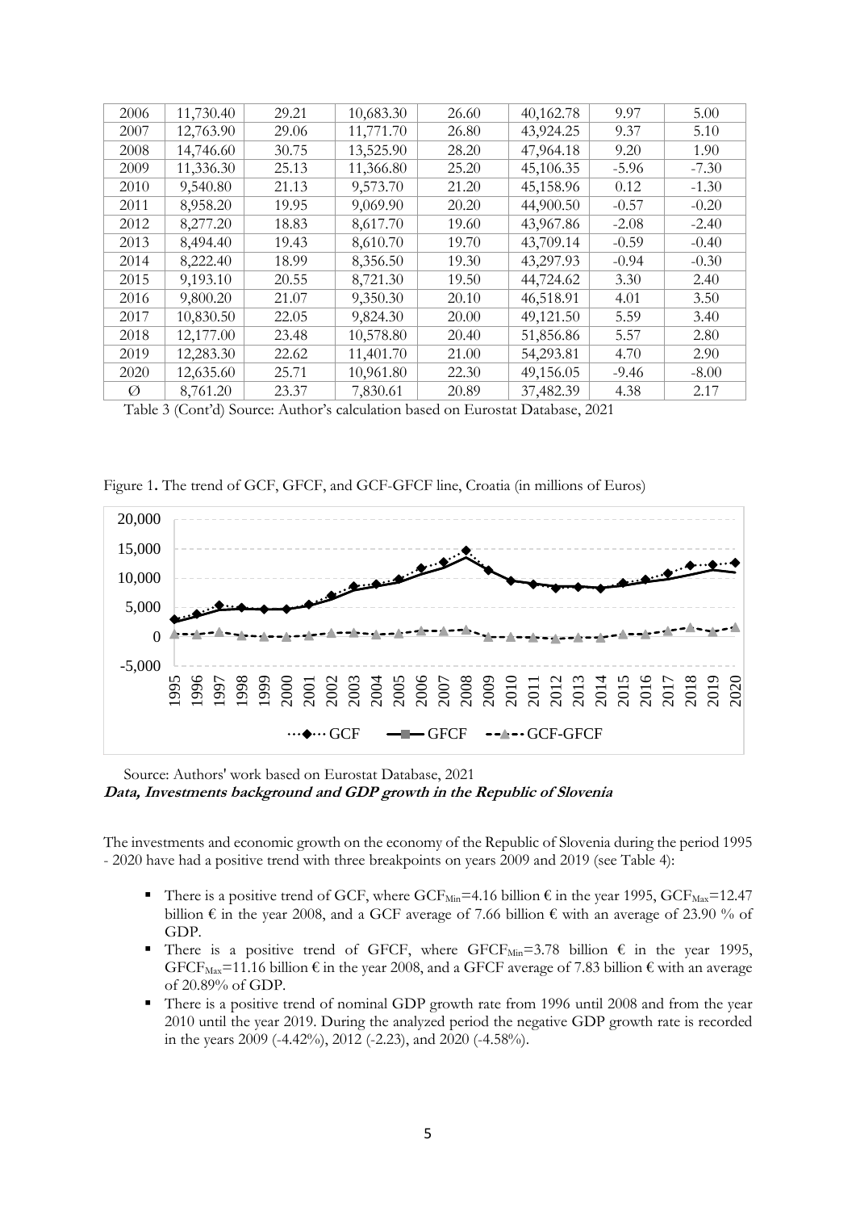| 2006 | 11,730.40 | 29.21 | 10,683.30 | 26.60 | 40,162.78 | 9.97 | 5.00 |
|---|---|---|---|---|---|---|---|
| 2007 | 12,763.90 | 29.06 | 11,771.70 | 26.80 | 43,924.25 | 9.37 | 5.10 |
| 2008 | 14,746.60 | 30.75 | 13,525.90 | 28.20 | 47,964.18 | 9.20 | 1.90 |
| 2009 | 11,336.30 | 25.13 | 11,366.80 | 25.20 | 45,106.35 | -5.96 | -7.30 |
| 2010 | 9,540.80 | 21.13 | 9,573.70 | 21.20 | 45,158.96 | 0.12 | -1.30 |
| 2011 | 8,958.20 | 19.95 | 9,069.90 | 20.20 | 44,900.50 | -0.57 | -0.20 |
| 2012 | 8,277.20 | 18.83 | 8,617.70 | 19.60 | 43,967.86 | -2.08 | -2.40 |
| 2013 | 8,494.40 | 19.43 | 8,610.70 | 19.70 | 43,709.14 | -0.59 | -0.40 |
| 2014 | 8,222.40 | 18.99 | 8,356.50 | 19.30 | 43,297.93 | -0.94 | -0.30 |
| 2015 | 9,193.10 | 20.55 | 8,721.30 | 19.50 | 44,724.62 | 3.30 | 2.40 |
| 2016 | 9,800.20 | 21.07 | 9,350.30 | 20.10 | 46,518.91 | 4.01 | 3.50 |
| 2017 | 10,830.50 | 22.05 | 9,824.30 | 20.00 | 49,121.50 | 5.59 | 3.40 |
| 2018 | 12,177.00 | 23.48 | 10,578.80 | 20.40 | 51,856.86 | 5.57 | 2.80 |
| 2019 | 12,283.30 | 22.62 | 11,401.70 | 21.00 | 54,293.81 | 4.70 | 2.90 |
| 2020 | 12,635.60 | 25.71 | 10,961.80 | 22.30 | 49,156.05 | -9.46 | -8.00 |
| Ø | 8,761.20 | 23.37 | 7,830.61 | 20.89 | 37,482.39 | 4.38 | 2.17 |

Table 3 (Cont'd) Source: Author's calculation based on Eurostat Database, 2021

Figure 1. The trend of GCF, GFCF, and GCF-GFCF line, Croatia (in millions of Euros)

Source: Authors' work based on Eurostat Database, 2021

***Data, Investments background and GDP growth in the Republic of Slovenia***

The investments and economic growth on the economy of the Republic of Slovenia during the period 1995 - 2020 have had a positive trend with three breakpoints on years 2009 and 2019 (see Table 4):

- There is a positive trend of GCF, where $GCF_{Min}$=4.16 billion € in the year 1995, $GCF_{Max}$=12.47 billion € in the year 2008, and a GCF average of 7.66 billion € with an average of 23.90 % of GDP.
- There is a positive trend of GFCF, where $GFCF_{Min}$=3.78 billion € in the year 1995, $GFCF_{Max}$=11.16 billion € in the year 2008, and a GFCF average of 7.83 billion € with an average of 20.89% of GDP.
- There is a positive trend of nominal GDP growth rate from 1996 until 2008 and from the year 2010 until the year 2019. During the analyzed period the negative GDP growth rate is recorded in the years 2009 (-4.42%), 2012 (-2.23), and 2020 (-4.58%).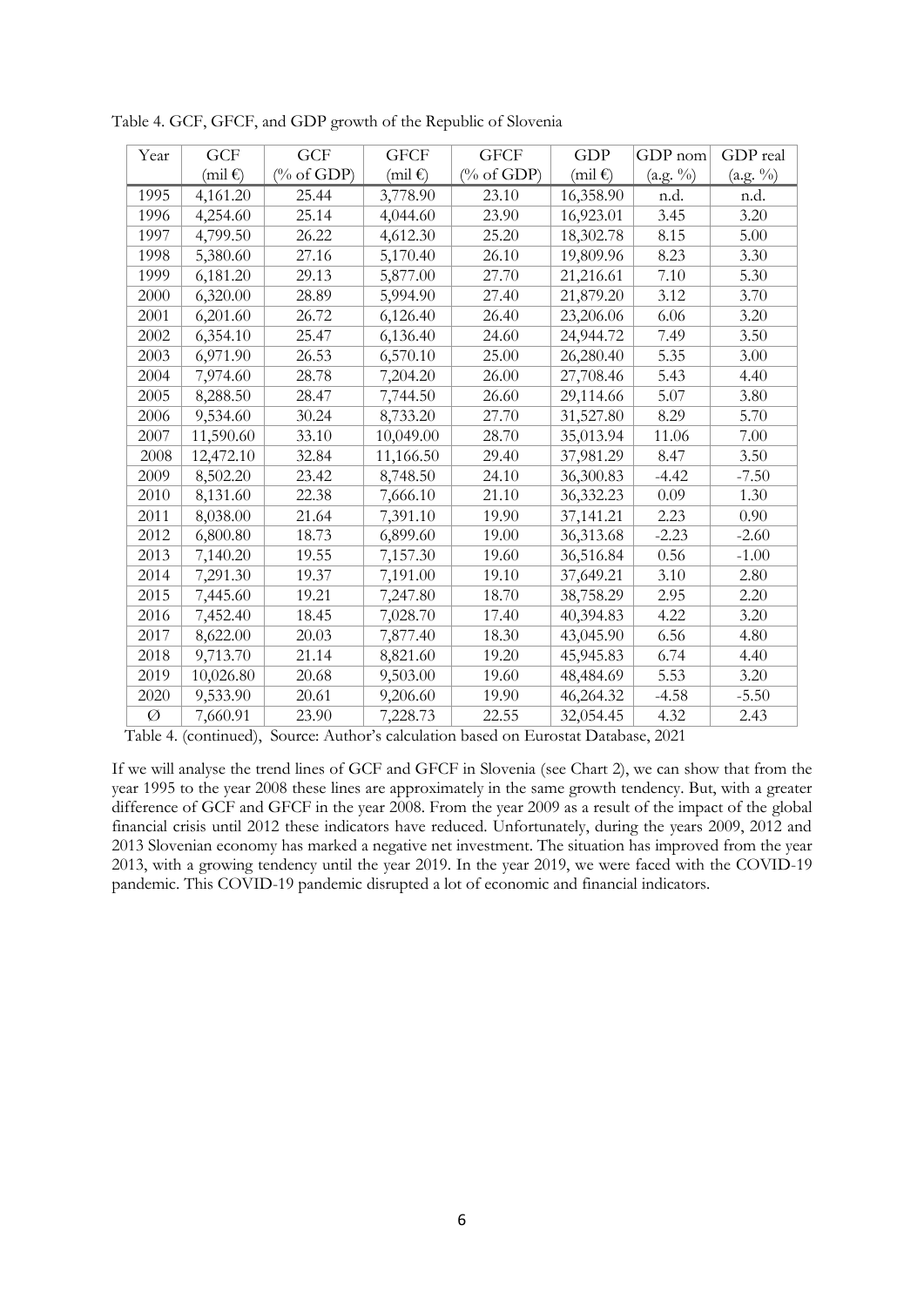Table 4. GCF, GFCF, and GDP growth of the Republic of Slovenia

| Year | GCF (mil €) | GCF (% of GDP) | GFCF (mil €) | GFCF (% of GDP) | GDP (mil €) | GDP nom (a.g. %) | GDP real (a.g. %) |
|---|---|---|---|---|---|---|---|
| 1995 | 4,161.20 | 25.44 | 3,778.90 | 23.10 | 16,358.90 | n.d. | n.d. |
| 1996 | 4,254.60 | 25.14 | 4,044.60 | 23.90 | 16,923.01 | 3.45 | 3.20 |
| 1997 | 4,799.50 | 26.22 | 4,612.30 | 25.20 | 18,302.78 | 8.15 | 5.00 |
| 1998 | 5,380.60 | 27.16 | 5,170.40 | 26.10 | 19,809.96 | 8.23 | 3.30 |
| 1999 | 6,181.20 | 29.13 | 5,877.00 | 27.70 | 21,216.61 | 7.10 | 5.30 |
| 2000 | 6,320.00 | 28.89 | 5,994.90 | 27.40 | 21,879.20 | 3.12 | 3.70 |
| 2001 | 6,201.60 | 26.72 | 6,126.40 | 26.40 | 23,206.06 | 6.06 | 3.20 |
| 2002 | 6,354.10 | 25.47 | 6,136.40 | 24.60 | 24,944.72 | 7.49 | 3.50 |
| 2003 | 6,971.90 | 26.53 | 6,570.10 | 25.00 | 26,280.40 | 5.35 | 3.00 |
| 2004 | 7,974.60 | 28.78 | 7,204.20 | 26.00 | 27,708.46 | 5.43 | 4.40 |
| 2005 | 8,288.50 | 28.47 | 7,744.50 | 26.60 | 29,114.66 | 5.07 | 3.80 |
| 2006 | 9,534.60 | 30.24 | 8,733.20 | 27.70 | 31,527.80 | 8.29 | 5.70 |
| 2007 | 11,590.60 | 33.10 | 10,049.00 | 28.70 | 35,013.94 | 11.06 | 7.00 |
| 2008 | 12,472.10 | 32.84 | 11,166.50 | 29.40 | 37,981.29 | 8.47 | 3.50 |
| 2009 | 8,502.20 | 23.42 | 8,748.50 | 24.10 | 36,300.83 | -4.42 | -7.50 |
| 2010 | 8,131.60 | 22.38 | 7,666.10 | 21.10 | 36,332.23 | 0.09 | 1.30 |
| 2011 | 8,038.00 | 21.64 | 7,391.10 | 19.90 | 37,141.21 | 2.23 | 0.90 |
| 2012 | 6,800.80 | 18.73 | 6,899.60 | 19.00 | 36,313.68 | -2.23 | -2.60 |
| 2013 | 7,140.20 | 19.55 | 7,157.30 | 19.60 | 36,516.84 | 0.56 | -1.00 |
| 2014 | 7,291.30 | 19.37 | 7,191.00 | 19.10 | 37,649.21 | 3.10 | 2.80 |
| 2015 | 7,445.60 | 19.21 | 7,247.80 | 18.70 | 38,758.29 | 2.95 | 2.20 |
| 2016 | 7,452.40 | 18.45 | 7,028.70 | 17.40 | 40,394.83 | 4.22 | 3.20 |
| 2017 | 8,622.00 | 20.03 | 7,877.40 | 18.30 | 43,045.90 | 6.56 | 4.80 |
| 2018 | 9,713.70 | 21.14 | 8,821.60 | 19.20 | 45,945.83 | 6.74 | 4.40 |
| 2019 | 10,026.80 | 20.68 | 9,503.00 | 19.60 | 48,484.69 | 5.53 | 3.20 |
| 2020 | 9,533.90 | 20.61 | 9,206.60 | 19.90 | 46,264.32 | -4.58 | -5.50 |
| Ø | 7,660.91 | 23.90 | 7,228.73 | 22.55 | 32,054.45 | 4.32 | 2.43 |

Table 4. (continued), Source: Author's calculation based on Eurostat Database, 2021

If we will analyse the trend lines of GCF and GFCF in Slovenia (see Chart 2), we can show that from the year 1995 to the year 2008 these lines are approximately in the same growth tendency. But, with a greater difference of GCF and GFCF in the year 2008. From the year 2009 as a result of the impact of the global financial crisis until 2012 these indicators have reduced. Unfortunately, during the years 2009, 2012 and 2013 Slovenian economy has marked a negative net investment. The situation has improved from the year 2013, with a growing tendency until the year 2019. In the year 2019, we were faced with the COVID-19 pandemic. This COVID-19 pandemic disrupted a lot of economic and financial indicators.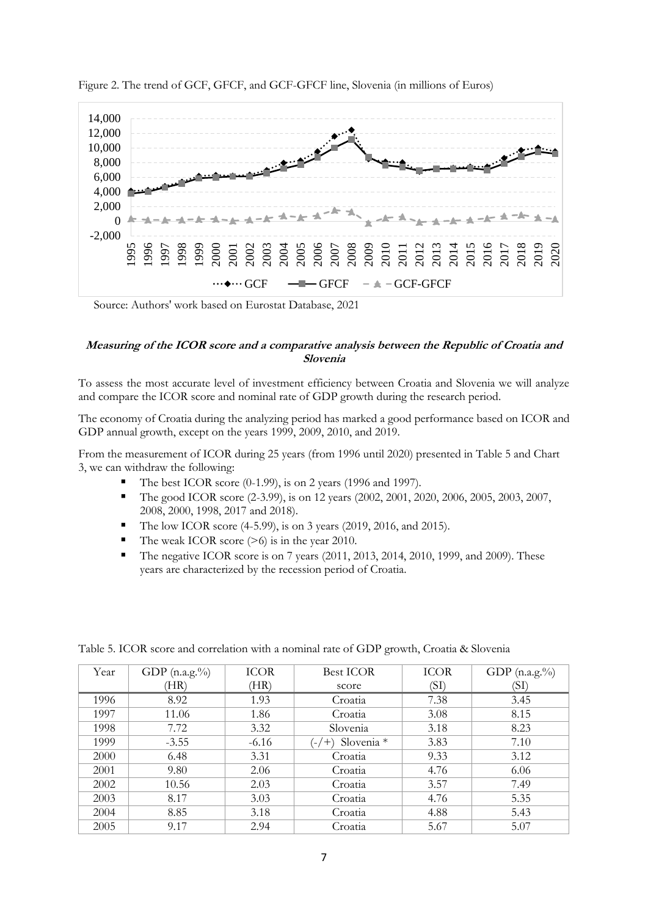Figure 2. The trend of GCF, GFCF, and GCF-GFCF line, Slovenia (in millions of Euros)

Source: Authors' work based on Eurostat Database, 2021

***Measuring of the ICOR score and a comparative analysis between the Republic of Croatia and Slovenia***

To assess the most accurate level of investment efficiency between Croatia and Slovenia we will analyze and compare the ICOR score and nominal rate of GDP growth during the research period.

The economy of Croatia during the analyzing period has marked a good performance based on ICOR and GDP annual growth, except on the years 1999, 2009, 2010, and 2019.

From the measurement of ICOR during 25 years (from 1996 until 2020) presented in Table 5 and Chart 3, we can withdraw the following:

- The best ICOR score (0-1.99), is on 2 years (1996 and 1997).
- The good ICOR score (2-3.99), is on 12 years (2002, 2001, 2020, 2006, 2005, 2003, 2007, 2008, 2000, 1998, 2017 and 2018).
- The low ICOR score (4-5.99), is on 3 years (2019, 2016, and 2015).
- The weak ICOR score (>6) is in the year 2010.
- The negative ICOR score is on 7 years (2011, 2013, 2014, 2010, 1999, and 2009). These years are characterized by the recession period of Croatia.

Table 5. ICOR score and correlation with a nominal rate of GDP growth, Croatia & Slovenia

| Year | GDP (n.a.g.%) (HR) | ICOR (HR) | Best ICOR score | ICOR (SI) | GDP (n.a.g.%) (SI) |
|---|---|---|---|---|---|
| 1996 | 8.92 | 1.93 | Croatia | 7.38 | 3.45 |
| 1997 | 11.06 | 1.86 | Croatia | 3.08 | 8.15 |
| 1998 | 7.72 | 3.32 | Slovenia | 3.18 | 8.23 |
| 1999 | -3.55 | -6.16 | (-/+) Slovenia * | 3.83 | 7.10 |
| 2000 | 6.48 | 3.31 | Croatia | 9.33 | 3.12 |
| 2001 | 9.80 | 2.06 | Croatia | 4.76 | 6.06 |
| 2002 | 10.56 | 2.03 | Croatia | 3.57 | 7.49 |
| 2003 | 8.17 | 3.03 | Croatia | 4.76 | 5.35 |
| 2004 | 8.85 | 3.18 | Croatia | 4.88 | 5.43 |
| 2005 | 9.17 | 2.94 | Croatia | 5.67 | 5.07 |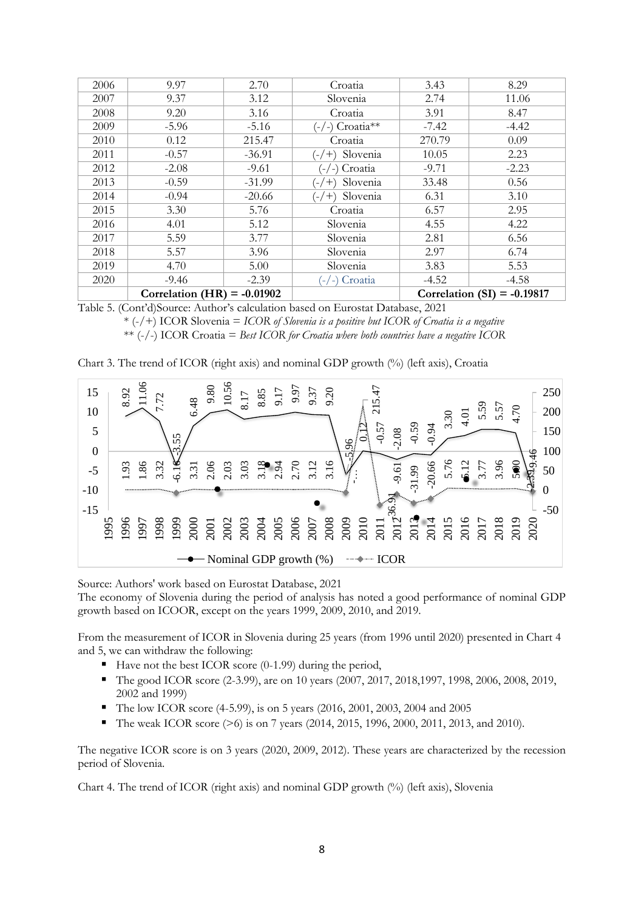| 2006 | 9.97 | 2.70 | Croatia | 3.43 | 8.29 |
|---|---|---|---|---|---|
| 2007 | 9.37 | 3.12 | Slovenia | 2.74 | 11.06 |
| 2008 | 9.20 | 3.16 | Croatia | 3.91 | 8.47 |
| 2009 | -5.96 | -5.16 | (-/-) Croatia** | -7.42 | -4.42 |
| 2010 | 0.12 | 215.47 | Croatia | 270.79 | 0.09 |
| 2011 | -0.57 | -36.91 | (-/+) Slovenia | 10.05 | 2.23 |
| 2012 | -2.08 | -9.61 | (-/-) Croatia | -9.71 | -2.23 |
| 2013 | -0.59 | -31.99 | (-/+) Slovenia | 33.48 | 0.56 |
| 2014 | -0.94 | -20.66 | (-/+) Slovenia | 6.31 | 3.10 |
| 2015 | 3.30 | 5.76 | Croatia | 6.57 | 2.95 |
| 2016 | 4.01 | 5.12 | Slovenia | 4.55 | 4.22 |
| 2017 | 5.59 | 3.77 | Slovenia | 2.81 | 6.56 |
| 2018 | 5.57 | 3.96 | Slovenia | 2.97 | 6.74 |
| 2019 | 4.70 | 5.00 | Slovenia | 3.83 | 5.53 |
| 2020 | -9.46 | -2.39 | (-/-) Croatia | -4.52 | -4.58 |
| | Correlation (HR) = -0.01902 | | | Correlation (SI) = -0.19817 | |

Table 5. (Cont'd)Source: Author's calculation based on Eurostat Database, 2021

\* (-/+) ICOR Slovenia = *ICOR of Slovenia is a positive but ICOR of Croatia is a negative*

\** (-/-) ICOR Croatia = *Best ICOR for Croatia where both countries have a negative ICOR*

Chart 3. The trend of ICOR (right axis) and nominal GDP growth (%) (left axis), Croatia

Source: Authors' work based on Eurostat Database, 2021

The economy of Slovenia during the period of analysis has noted a good performance of nominal GDP growth based on ICOOR, except on the years 1999, 2009, 2010, and 2019.

From the measurement of ICOR in Slovenia during 25 years (from 1996 until 2020) presented in Chart 4 and 5, we can withdraw the following:

- Have not the best ICOR score (0-1.99) during the period,
- The good ICOR score (2-3.99), are on 10 years (2007, 2017, 2018,1997, 1998, 2006, 2008, 2019, 2002 and 1999)
- The low ICOR score (4-5.99), is on 5 years (2016, 2001, 2003, 2004 and 2005
- The weak ICOR score (>6) is on 7 years (2014, 2015, 1996, 2000, 2011, 2013, and 2010).

The negative ICOR score is on 3 years (2020, 2009, 2012). These years are characterized by the recession period of Slovenia.

Chart 4. The trend of ICOR (right axis) and nominal GDP growth (%) (left axis), Slovenia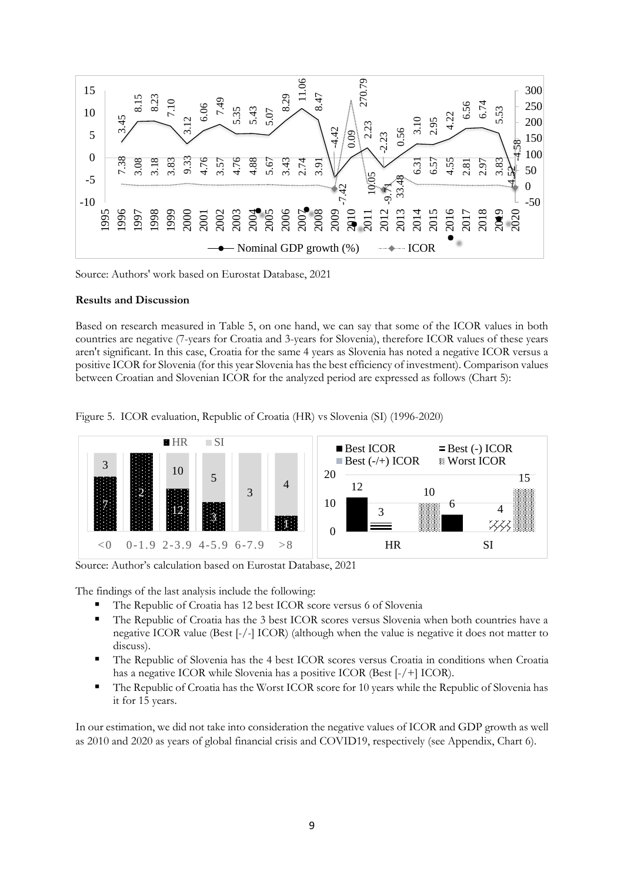Source: Authors' work based on Eurostat Database, 2021

**Results and Discussion**

Based on research measured in Table 5, on one hand, we can say that some of the ICOR values in both countries are negative (7-years for Croatia and 3-years for Slovenia), therefore ICOR values of these years aren't significant. In this case, Croatia for the same 4 years as Slovenia has noted a negative ICOR versus a positive ICOR for Slovenia (for this year Slovenia has the best efficiency of investment). Comparison values between Croatian and Slovenian ICOR for the analyzed period are expressed as follows (Chart 5):

Figure 5. ICOR evaluation, Republic of Croatia (HR) vs Slovenia (SI) (1996-2020)

Source: Author's calculation based on Eurostat Database, 2021

The findings of the last analysis include the following:

- The Republic of Croatia has 12 best ICOR score versus 6 of Slovenia
- The Republic of Croatia has the 3 best ICOR scores versus Slovenia when both countries have a negative ICOR value (Best [-/-] ICOR) (although when the value is negative it does not matter to discuss).
- The Republic of Slovenia has the 4 best ICOR scores versus Croatia in conditions when Croatia has a negative ICOR while Slovenia has a positive ICOR (Best [-/+] ICOR).
- The Republic of Croatia has the Worst ICOR score for 10 years while the Republic of Slovenia has it for 15 years.

In our estimation, we did not take into consideration the negative values of ICOR and GDP growth as well as 2010 and 2020 as years of global financial crisis and COVID19, respectively (see Appendix, Chart 6).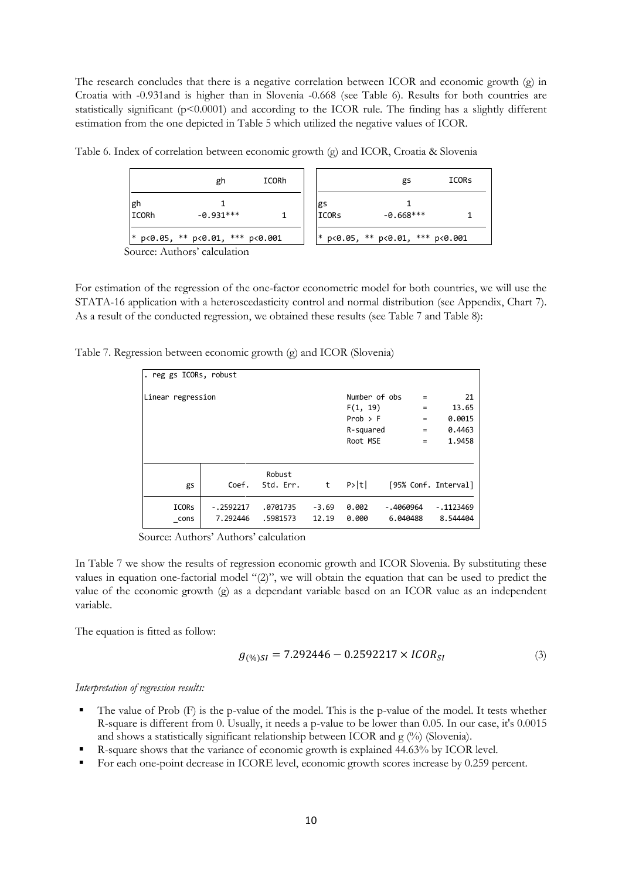The research concludes that there is a negative correlation between ICOR and economic growth (g) in Croatia with -0.931and is higher than in Slovenia -0.668 (see Table 6). Results for both countries are statistically significant ($p<0.0001$) and according to the ICOR rule. The finding has a slightly different estimation from the one depicted in Table 5 which utilized the negative values of ICOR.

Table 6. Index of correlation between economic growth (g) and ICOR, Croatia & Slovenia

| | gh | ICORh |
|---|---|---|
| gh | 1 | |
| ICORh | -0.931*** | 1 |

\* p<0.05, ** p<0.01, *** p<0.001

| | gs | ICORs |
|---|---|---|
| gs | 1 | |
| ICORs | -0.668*** | 1 |

\* p<0.05, ** p<0.01, *** p<0.001

Source: Authors' calculation

For estimation of the regression of the one-factor econometric model for both countries, we will use the STATA-16 application with a heteroscedasticity control and normal distribution (see Appendix, Chart 7). As a result of the conducted regression, we obtained these results (see Table 7 and Table 8):

Table 7. Regression between economic growth (g) and ICOR (Slovenia)

```
. reg gs ICORs, robust

Linear regression                               Number of obs     =         21
                                                F(1, 19)          =      13.65
                                                Prob > F          =     0.0015
                                                R-squared         =     0.4463
                                                Root MSE          =     1.9458
```

| gs | Coef. | Robust Std. Err. | t | P>\|t\| | [95% Conf. Interval] | |
|---|---|---|---|---|---|---|
| ICORs | -.2592217 | .0701735 | -3.69 | 0.002 | -.4060964 | -.1123469 |
| _cons | 7.292446 | .5981573 | 12.19 | 0.000 | 6.040488 | 8.544404 |

Source: Authors' Authors' calculation

In Table 7 we show the results of regression economic growth and ICOR Slovenia. By substituting these values in equation one-factorial model "(2)", we will obtain the equation that can be used to predict the value of the economic growth (g) as a dependant variable based on an ICOR value as an independent variable.

The equation is fitted as follow:

$$g_{(\%)SI} = 7.292446 - 0.2592217 \times ICOR_{SI} \tag{3}$$

*Interpretation of regression results:*

- The value of Prob (F) is the p-value of the model. This is the p-value of the model. It tests whether R-square is different from 0. Usually, it needs a p-value to be lower than 0.05. In our case, it's 0.0015 and shows a statistically significant relationship between ICOR and g (%) (Slovenia).
- R-square shows that the variance of economic growth is explained 44.63% by ICOR level.
- For each one-point decrease in ICORE level, economic growth scores increase by 0.259 percent.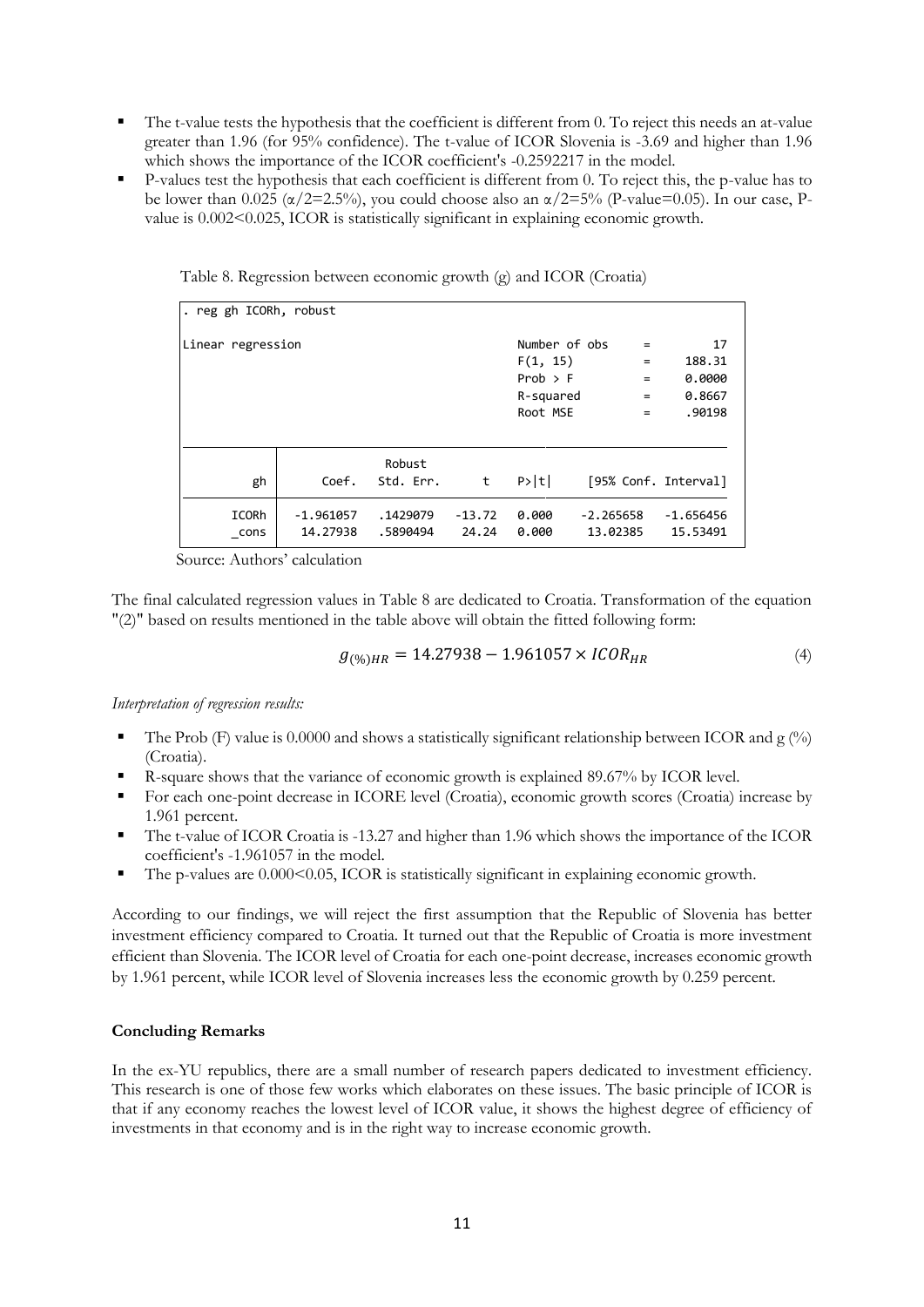- The t-value tests the hypothesis that the coefficient is different from 0. To reject this needs an at-value greater than 1.96 (for 95% confidence). The t-value of ICOR Slovenia is -3.69 and higher than 1.96 which shows the importance of the ICOR coefficient's -0.2592217 in the model.
- P-values test the hypothesis that each coefficient is different from 0. To reject this, the p-value has to be lower than 0.025 ($\alpha/2$=2.5%), you could choose also an $\alpha/2$=5% (P-value=0.05). In our case, P-value is 0.002<0.025, ICOR is statistically significant in explaining economic growth.

Table 8. Regression between economic growth (g) and ICOR (Croatia)

```
. reg gh ICORh, robust

Linear regression                               Number of obs     =         17
                                                F(1, 15)          =     188.31
                                                Prob > F          =     0.0000
                                                R-squared         =     0.8667
                                                Root MSE          =     .90198
```

| gh | Coef. | Robust Std. Err. | t | P>\|t\| | [95% Conf. | Interval] |
|---|---|---|---|---|---|---|
| ICORh | -1.961057 | .1429079 | -13.72 | 0.000 | -2.265658 | -1.656456 |
| _cons | 14.27938 | .5890494 | 24.24 | 0.000 | 13.02385 | 15.53491 |

Source: Authors' calculation

The final calculated regression values in Table 8 are dedicated to Croatia. Transformation of the equation "(2)" based on results mentioned in the table above will obtain the fitted following form:

$$g_{(\%)HR} = 14.27938 - 1.961057 \times ICOR_{HR} \tag{4}$$

*Interpretation of regression results:*

- The Prob (F) value is 0.0000 and shows a statistically significant relationship between ICOR and g (%) (Croatia).
- R-square shows that the variance of economic growth is explained 89.67% by ICOR level.
- For each one-point decrease in ICORE level (Croatia), economic growth scores (Croatia) increase by 1.961 percent.
- The t-value of ICOR Croatia is -13.27 and higher than 1.96 which shows the importance of the ICOR coefficient's -1.961057 in the model.
- The p-values are 0.000<0.05, ICOR is statistically significant in explaining economic growth.

According to our findings, we will reject the first assumption that the Republic of Slovenia has better investment efficiency compared to Croatia. It turned out that the Republic of Croatia is more investment efficient than Slovenia. The ICOR level of Croatia for each one-point decrease, increases economic growth by 1.961 percent, while ICOR level of Slovenia increases less the economic growth by 0.259 percent.

**Concluding Remarks**

In the ex-YU republics, there are a small number of research papers dedicated to investment efficiency. This research is one of those few works which elaborates on these issues. The basic principle of ICOR is that if any economy reaches the lowest level of ICOR value, it shows the highest degree of efficiency of investments in that economy and is in the right way to increase economic growth.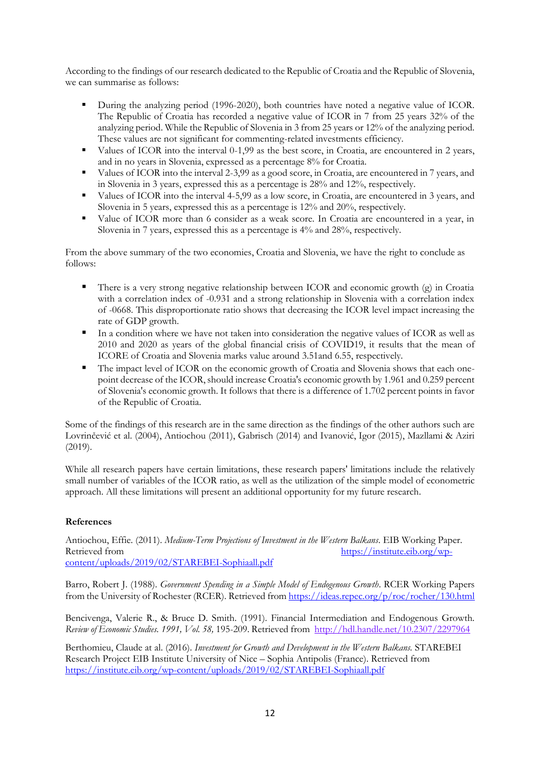According to the findings of our research dedicated to the Republic of Croatia and the Republic of Slovenia, we can summarise as follows:

- During the analyzing period (1996-2020), both countries have noted a negative value of ICOR. The Republic of Croatia has recorded a negative value of ICOR in 7 from 25 years 32% of the analyzing period. While the Republic of Slovenia in 3 from 25 years or 12% of the analyzing period. These values are not significant for commenting-related investments efficiency.
- Values of ICOR into the interval 0-1,99 as the best score, in Croatia, are encountered in 2 years, and in no years in Slovenia, expressed as a percentage 8% for Croatia.
- Values of ICOR into the interval 2-3,99 as a good score, in Croatia, are encountered in 7 years, and in Slovenia in 3 years, expressed this as a percentage is 28% and 12%, respectively.
- Values of ICOR into the interval 4-5,99 as a low score, in Croatia, are encountered in 3 years, and Slovenia in 5 years, expressed this as a percentage is 12% and 20%, respectively.
- Value of ICOR more than 6 consider as a weak score. In Croatia are encountered in a year, in Slovenia in 7 years, expressed this as a percentage is 4% and 28%, respectively.

From the above summary of the two economies, Croatia and Slovenia, we have the right to conclude as follows:

- There is a very strong negative relationship between ICOR and economic growth (g) in Croatia with a correlation index of -0.931 and a strong relationship in Slovenia with a correlation index of -0668. This disproportionate ratio shows that decreasing the ICOR level impact increasing the rate of GDP growth.
- In a condition where we have not taken into consideration the negative values of ICOR as well as 2010 and 2020 as years of the global financial crisis of COVID19, it results that the mean of ICORE of Croatia and Slovenia marks value around 3.51and 6.55, respectively.
- The impact level of ICOR on the economic growth of Croatia and Slovenia shows that each one-point decrease of the ICOR, should increase Croatia's economic growth by 1.961 and 0.259 percent of Slovenia's economic growth. It follows that there is a difference of 1.702 percent points in favor of the Republic of Croatia.

Some of the findings of this research are in the same direction as the findings of the other authors such are Lovrinčević et al. (2004), Antiochou (2011), Gabrisch (2014) and Ivanović, Igor (2015), Mazllami & Aziri (2019).

While all research papers have certain limitations, these research papers' limitations include the relatively small number of variables of the ICOR ratio, as well as the utilization of the simple model of econometric approach. All these limitations will present an additional opportunity for my future research.

**References**

Antiochou, Effie. (2011). *Medium-Term Projections of Investment in the Western Balkans*. EIB Working Paper. Retrieved from https://institute.eib.org/wp-content/uploads/2019/02/STAREBEI-Sophiaall.pdf

Barro, Robert J. (1988). *Government Spending in a Simple Model of Endogenous Growth*. RCER Working Papers from the University of Rochester (RCER). Retrieved from https://ideas.repec.org/p/roc/rocher/130.html

Bencivenga, Valerie R., & Bruce D. Smith. (1991). Financial Intermediation and Endogenous Growth. *Review of Economic Studies. 1991, Vol. 58,* 195-209. Retrieved from http://hdl.handle.net/10.2307/2297964

Berthomieu, Claude at al. (2016). *Investment for Growth and Development in the Western Balkans.* STAREBEI Research Project EIB Institute University of Nice – Sophia Antipolis (France). Retrieved from https://institute.eib.org/wp-content/uploads/2019/02/STAREBEI-Sophiaall.pdf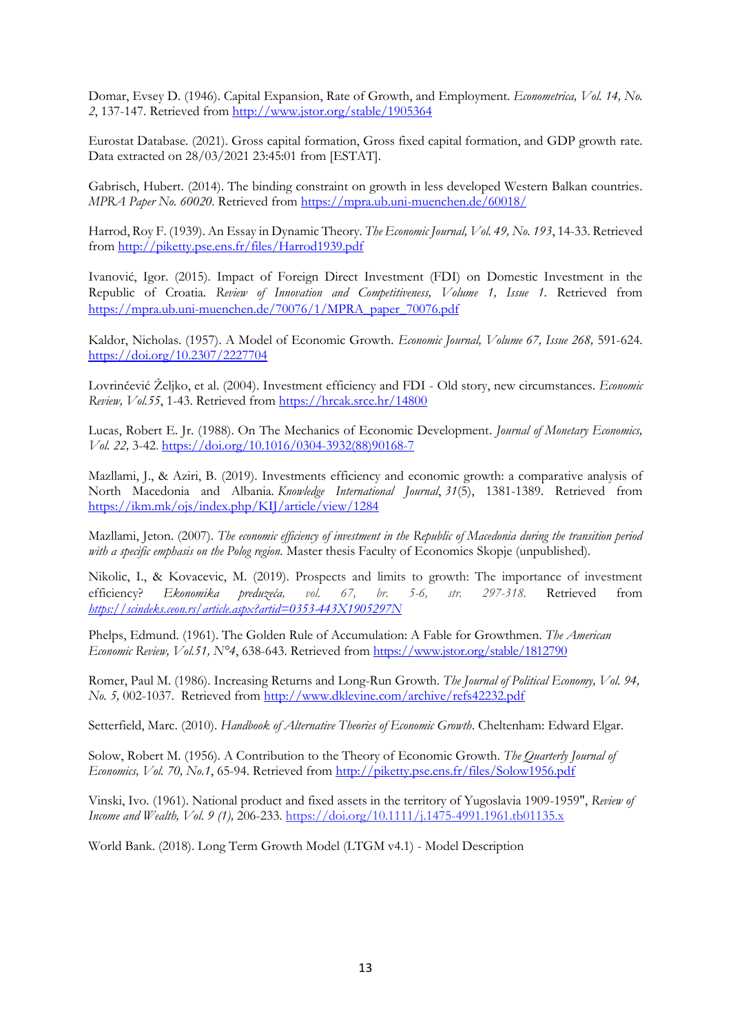Domar, Evsey D. (1946). Capital Expansion, Rate of Growth, and Employment. *Econometrica, Vol. 14, No. 2*, 137-147. Retrieved from http://www.jstor.org/stable/1905364

Eurostat Database. (2021). Gross capital formation, Gross fixed capital formation, and GDP growth rate. Data extracted on 28/03/2021 23:45:01 from [ESTAT].

Gabrisch, Hubert. (2014). The binding constraint on growth in less developed Western Balkan countries. *MPRA Paper No. 60020*. Retrieved from https://mpra.ub.uni-muenchen.de/60018/

Harrod, Roy F. (1939). An Essay in Dynamic Theory. *The Economic Journal, Vol. 49, No. 193*, 14-33. Retrieved from http://piketty.pse.ens.fr/files/Harrod1939.pdf

Ivanović, Igor. (2015). Impact of Foreign Direct Investment (FDI) on Domestic Investment in the Republic of Croatia. *Review of Innovation and Competitiveness, Volume 1, Issue 1*. Retrieved from https://mpra.ub.uni-muenchen.de/70076/1/MPRA_paper_70076.pdf

Kaldor, Nicholas. (1957). A Model of Economic Growth. *Economic Journal, Volume 67, Issue 268,* 591-624. https://doi.org/10.2307/2227704

Lovrinčević Željko, et al. (2004). Investment efficiency and FDI - Old story, new circumstances. *Economic Review, Vol.55*, 1-43. Retrieved from https://hrcak.srce.hr/14800

Lucas, Robert E. Jr. (1988). On The Mechanics of Economic Development. *Journal of Monetary Economics, Vol. 22,* 3-42. https://doi.org/10.1016/0304-3932(88)90168-7

Mazllami, J., & Aziri, B. (2019). Investments efficiency and economic growth: a comparative analysis of North Macedonia and Albania. *Knowledge International Journal*, *31*(5), 1381-1389. Retrieved from https://ikm.mk/ojs/index.php/KIJ/article/view/1284

Mazllami, Jeton. (2007). *The economic efficiency of investment in the Republic of Macedonia during the transition period with a specific emphasis on the Polog region.* Master thesis Faculty of Economics Skopje (unpublished).

Nikolic, I., & Kovacevic, M. (2019). Prospects and limits to growth: The importance of investment efficiency? *Ekonomika preduzeća, vol. 67, br. 5-6, str. 297-318.* Retrieved from *https://scindeks.ceon.rs/article.aspx?artid=0353-443X1905297N*

Phelps, Edmund. (1961). The Golden Rule of Accumulation: A Fable for Growthmen. *The American Economic Review, Vol.51, N°4*, 638-643. Retrieved from https://www.jstor.org/stable/1812790

Romer, Paul M. (1986). Increasing Returns and Long-Run Growth. *The Journal of Political Economy, Vol. 94, No. 5,* 002-1037. Retrieved from http://www.dklevine.com/archive/refs42232.pdf

Setterfield, Marc. (2010). *Handbook of Alternative Theories of Economic Growth*. Cheltenham: Edward Elgar.

Solow, Robert M. (1956). A Contribution to the Theory of Economic Growth. *The Quarterly Journal of Economics, Vol. 70, No.1*, 65-94. Retrieved from http://piketty.pse.ens.fr/files/Solow1956.pdf

Vinski, Ivo. (1961). National product and fixed assets in the territory of Yugoslavia 1909-1959", *Review of Income and Wealth, Vol. 9 (1),* 206-233. https://doi.org/10.1111/j.1475-4991.1961.tb01135.x

World Bank. (2018). Long Term Growth Model (LTGM v4.1) - Model Description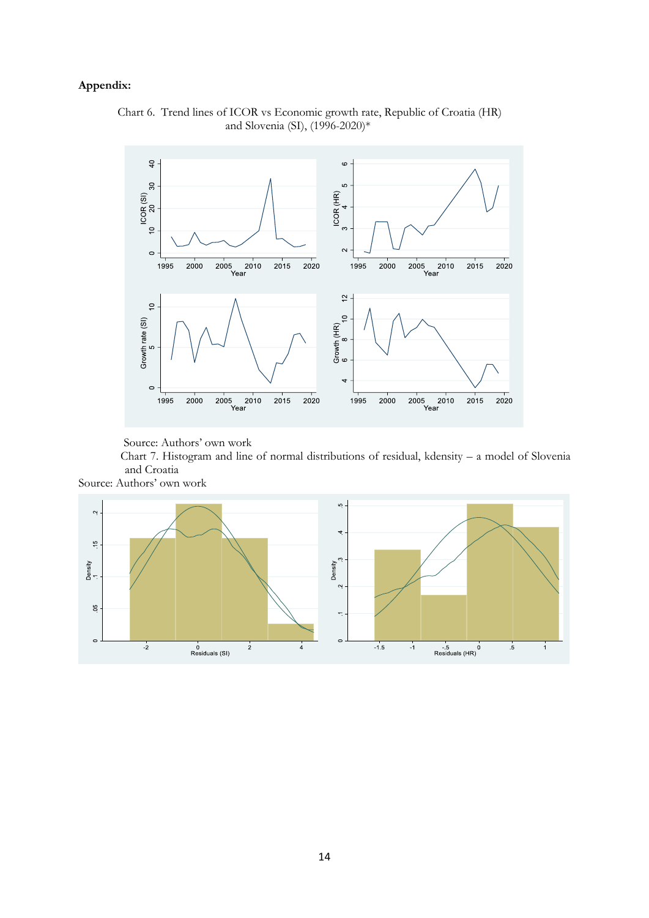**Appendix:**

Chart 6. Trend lines of ICOR vs Economic growth rate, Republic of Croatia (HR) and Slovenia (SI), (1996-2020)*

ICOR (SI)
0 10 20 30 40
1995 2000 2005 2010 2015 2020
Year

ICOR (HR)
2 3 4 5 6
1995 2000 2005 2010 2015 2020
Year

Growth rate (SI)
0 5 10
1995 2000 2005 2010 2015 2020
Year

Growth (HR)
4 6 8 10 12
1995 2000 2005 2010 2015 2020
Year

Source: Authors' own work

Chart 7. Histogram and line of normal distributions of residual, kdensity – a model of Slovenia and Croatia

Source: Authors' own work

Density
0 .05 .1 .15 .2
-2 0 2 4
Residuals (SI)

Density
0 .1 .2 .3 .4 .5
-1.5 -1 -.5 0 .5 1
Residuals (HR)